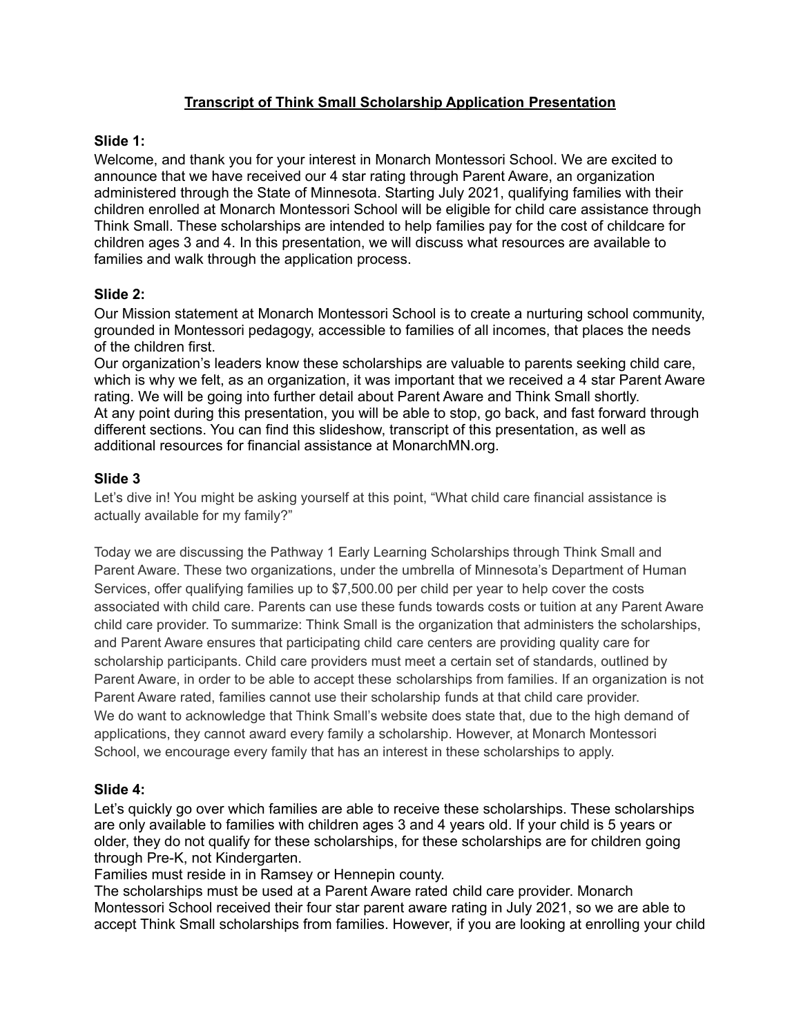# Transcript of Think Small Scholarship Application Presentation

**Slide 1:**

Welcome, and thank you for your interest in Monarch Montessori School. We are excited to announce that we have received our 4 star rating through Parent Aware, an organization administered through the State of Minnesota. Starting July 2021, qualifying families with their children enrolled at Monarch Montessori School will be eligible for child care assistance through Think Small. These scholarships are intended to help families pay for the cost of childcare for children ages 3 and 4. In this presentation, we will discuss what resources are available to families and walk through the application process.

**Slide 2:**

Our Mission statement at Monarch Montessori School is to create a nurturing school community, grounded in Montessori pedagogy, accessible to families of all incomes, that places the needs of the children first.

Our organization's leaders know these scholarships are valuable to parents seeking child care, which is why we felt, as an organization, it was important that we received a 4 star Parent Aware rating. We will be going into further detail about Parent Aware and Think Small shortly.

At any point during this presentation, you will be able to stop, go back, and fast forward through different sections. You can find this slideshow, transcript of this presentation, as well as additional resources for financial assistance at MonarchMN.org.

**Slide 3**

Let's dive in! You might be asking yourself at this point, "What child care financial assistance is actually available for my family?"

Today we are discussing the Pathway 1 Early Learning Scholarships through Think Small and Parent Aware. These two organizations, under the umbrella of Minnesota's Department of Human Services, offer qualifying families up to $7,500.00 per child per year to help cover the costs associated with child care. Parents can use these funds towards costs or tuition at any Parent Aware child care provider. To summarize: Think Small is the organization that administers the scholarships, and Parent Aware ensures that participating child care centers are providing quality care for scholarship participants. Child care providers must meet a certain set of standards, outlined by Parent Aware, in order to be able to accept these scholarships from families. If an organization is not Parent Aware rated, families cannot use their scholarship funds at that child care provider.

We do want to acknowledge that Think Small's website does state that, due to the high demand of applications, they cannot award every family a scholarship. However, at Monarch Montessori School, we encourage every family that has an interest in these scholarships to apply.

**Slide 4:**

Let's quickly go over which families are able to receive these scholarships. These scholarships are only available to families with children ages 3 and 4 years old. If your child is 5 years or older, they do not qualify for these scholarships, for these scholarships are for children going through Pre-K, not Kindergarten.

Families must reside in in Ramsey or Hennepin county.

The scholarships must be used at a Parent Aware rated child care provider. Monarch Montessori School received their four star parent aware rating in July 2021, so we are able to accept Think Small scholarships from families. However, if you are looking at enrolling your child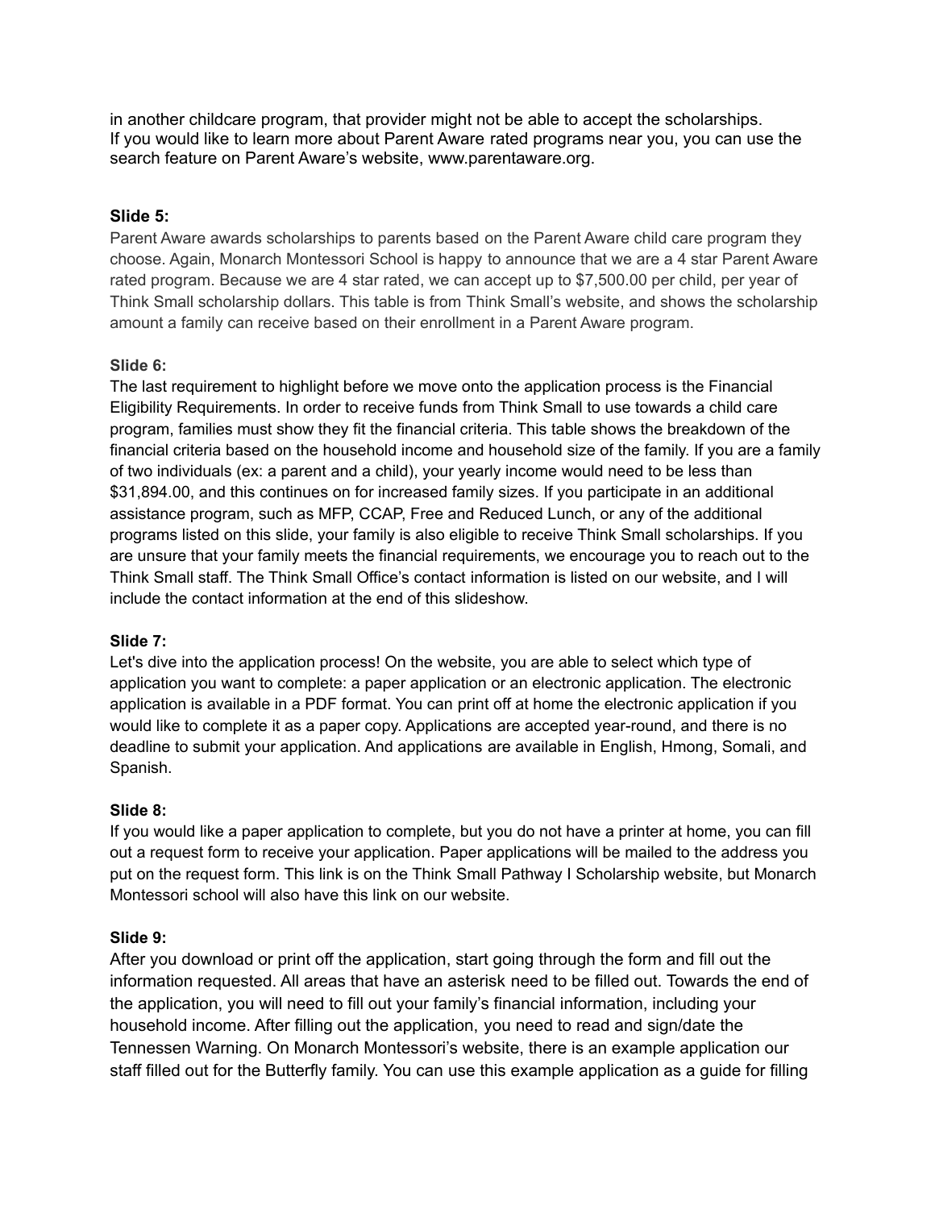in another childcare program, that provider might not be able to accept the scholarships. If you would like to learn more about Parent Aware rated programs near you, you can use the search feature on Parent Aware's website, www.parentaware.org.

**Slide 5:**

Parent Aware awards scholarships to parents based on the Parent Aware child care program they choose. Again, Monarch Montessori School is happy to announce that we are a 4 star Parent Aware rated program. Because we are 4 star rated, we can accept up to $7,500.00 per child, per year of Think Small scholarship dollars. This table is from Think Small's website, and shows the scholarship amount a family can receive based on their enrollment in a Parent Aware program.

**Slide 6:**

The last requirement to highlight before we move onto the application process is the Financial Eligibility Requirements. In order to receive funds from Think Small to use towards a child care program, families must show they fit the financial criteria. This table shows the breakdown of the financial criteria based on the household income and household size of the family. If you are a family of two individuals (ex: a parent and a child), your yearly income would need to be less than $31,894.00, and this continues on for increased family sizes. If you participate in an additional assistance program, such as MFP, CCAP, Free and Reduced Lunch, or any of the additional programs listed on this slide, your family is also eligible to receive Think Small scholarships. If you are unsure that your family meets the financial requirements, we encourage you to reach out to the Think Small staff. The Think Small Office's contact information is listed on our website, and I will include the contact information at the end of this slideshow.

**Slide 7:**

Let's dive into the application process! On the website, you are able to select which type of application you want to complete: a paper application or an electronic application. The electronic application is available in a PDF format. You can print off at home the electronic application if you would like to complete it as a paper copy. Applications are accepted year-round, and there is no deadline to submit your application. And applications are available in English, Hmong, Somali, and Spanish.

**Slide 8:**

If you would like a paper application to complete, but you do not have a printer at home, you can fill out a request form to receive your application. Paper applications will be mailed to the address you put on the request form. This link is on the Think Small Pathway I Scholarship website, but Monarch Montessori school will also have this link on our website.

**Slide 9:**

After you download or print off the application, start going through the form and fill out the information requested. All areas that have an asterisk need to be filled out. Towards the end of the application, you will need to fill out your family's financial information, including your household income. After filling out the application, you need to read and sign/date the Tennessen Warning. On Monarch Montessori's website, there is an example application our staff filled out for the Butterfly family. You can use this example application as a guide for filling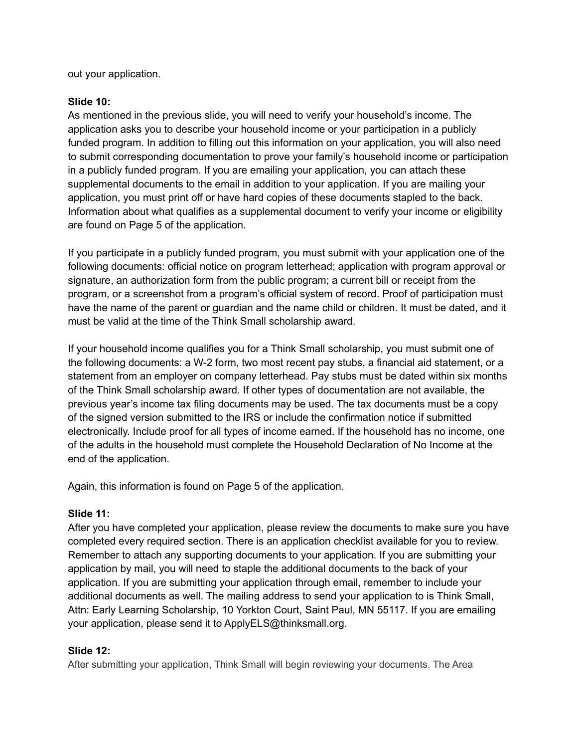out your application.

**Slide 10:**
As mentioned in the previous slide, you will need to verify your household's income. The application asks you to describe your household income or your participation in a publicly funded program. In addition to filling out this information on your application, you will also need to submit corresponding documentation to prove your family's household income or participation in a publicly funded program. If you are emailing your application, you can attach these supplemental documents to the email in addition to your application. If you are mailing your application, you must print off or have hard copies of these documents stapled to the back. Information about what qualifies as a supplemental document to verify your income or eligibility are found on Page 5 of the application.

If you participate in a publicly funded program, you must submit with your application one of the following documents: official notice on program letterhead; application with program approval or signature, an authorization form from the public program; a current bill or receipt from the program, or a screenshot from a program's official system of record. Proof of participation must have the name of the parent or guardian and the name child or children. It must be dated, and it must be valid at the time of the Think Small scholarship award.

If your household income qualifies you for a Think Small scholarship, you must submit one of the following documents: a W-2 form, two most recent pay stubs, a financial aid statement, or a statement from an employer on company letterhead. Pay stubs must be dated within six months of the Think Small scholarship award. If other types of documentation are not available, the previous year's income tax filing documents may be used. The tax documents must be a copy of the signed version submitted to the IRS or include the confirmation notice if submitted electronically. Include proof for all types of income earned. If the household has no income, one of the adults in the household must complete the Household Declaration of No Income at the end of the application.

Again, this information is found on Page 5 of the application.

**Slide 11:**
After you have completed your application, please review the documents to make sure you have completed every required section. There is an application checklist available for you to review. Remember to attach any supporting documents to your application. If you are submitting your application by mail, you will need to staple the additional documents to the back of your application. If you are submitting your application through email, remember to include your additional documents as well. The mailing address to send your application to is Think Small, Attn: Early Learning Scholarship, 10 Yorkton Court, Saint Paul, MN 55117. If you are emailing your application, please send it to ApplyELS@thinksmall.org.

**Slide 12:**
After submitting your application, Think Small will begin reviewing your documents. The Area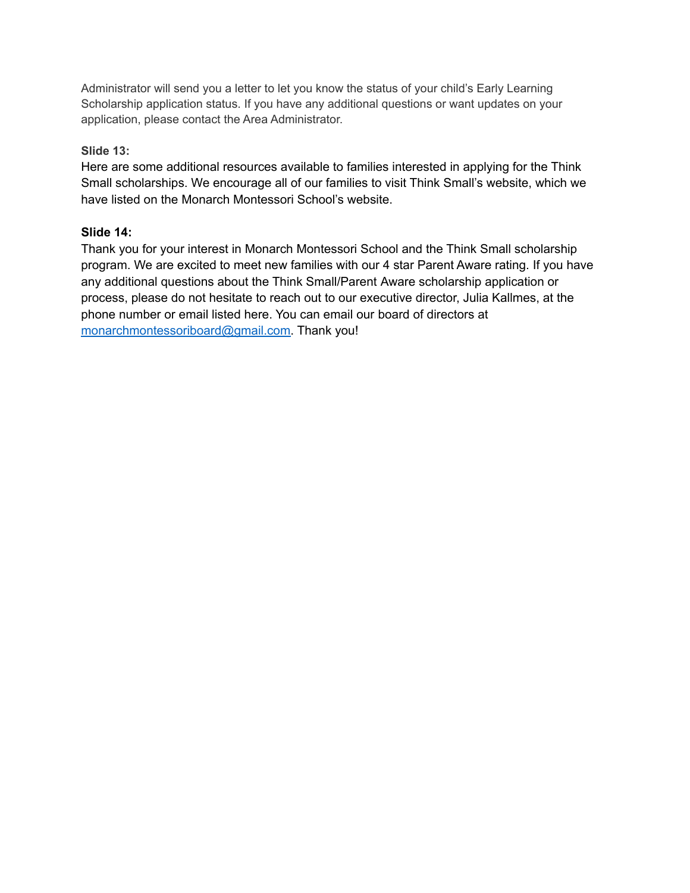Administrator will send you a letter to let you know the status of your child's Early Learning Scholarship application status. If you have any additional questions or want updates on your application, please contact the Area Administrator.

**Slide 13:**

Here are some additional resources available to families interested in applying for the Think Small scholarships. We encourage all of our families to visit Think Small's website, which we have listed on the Monarch Montessori School's website.

**Slide 14:**

Thank you for your interest in Monarch Montessori School and the Think Small scholarship program. We are excited to meet new families with our 4 star Parent Aware rating. If you have any additional questions about the Think Small/Parent Aware scholarship application or process, please do not hesitate to reach out to our executive director, Julia Kallmes, at the phone number or email listed here. You can email our board of directors at [monarchmontessoriboard@gmail.com](mailto:monarchmontessoriboard@gmail.com). Thank you!